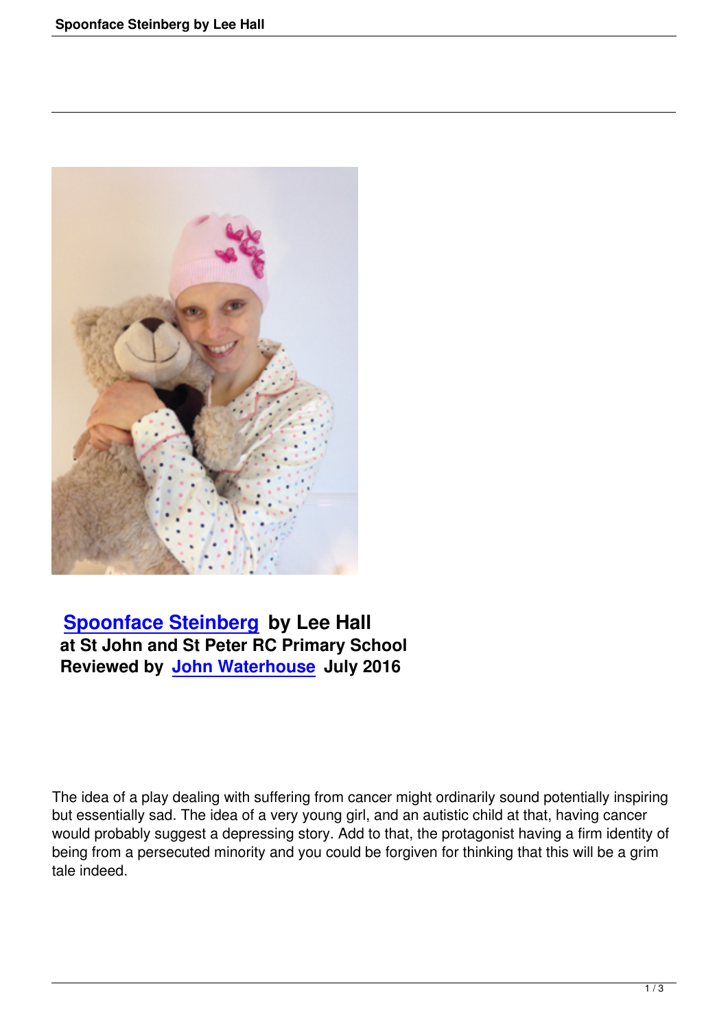**[Spoonface Steinberg](#) by Lee Hall**
**at St John and St Peter RC Primary School**
**Reviewed by [John Waterhouse](#) July 2016**

The idea of a play dealing with suffering from cancer might ordinarily sound potentially inspiring but essentially sad. The idea of a very young girl, and an autistic child at that, having cancer would probably suggest a depressing story. Add to that, the protagonist having a firm identity of being from a persecuted minority and you could be forgiven for thinking that this will be a grim tale indeed.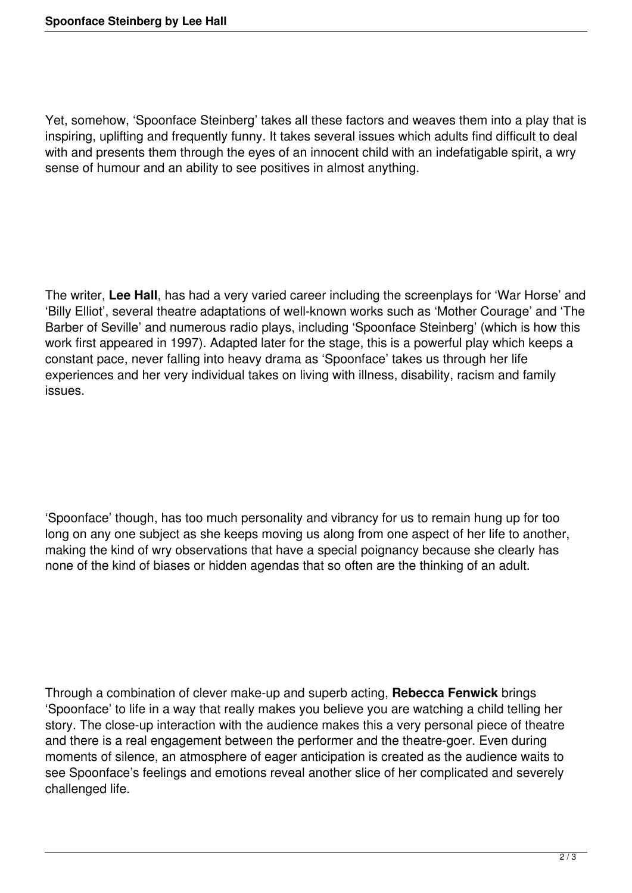Yet, somehow, 'Spoonface Steinberg' takes all these factors and weaves them into a play that is inspiring, uplifting and frequently funny. It takes several issues which adults find difficult to deal with and presents them through the eyes of an innocent child with an indefatigable spirit, a wry sense of humour and an ability to see positives in almost anything.

The writer, **Lee Hall**, has had a very varied career including the screenplays for 'War Horse' and 'Billy Elliot', several theatre adaptations of well-known works such as 'Mother Courage' and 'The Barber of Seville' and numerous radio plays, including 'Spoonface Steinberg' (which is how this work first appeared in 1997). Adapted later for the stage, this is a powerful play which keeps a constant pace, never falling into heavy drama as 'Spoonface' takes us through her life experiences and her very individual takes on living with illness, disability, racism and family issues.

'Spoonface' though, has too much personality and vibrancy for us to remain hung up for too long on any one subject as she keeps moving us along from one aspect of her life to another, making the kind of wry observations that have a special poignancy because she clearly has none of the kind of biases or hidden agendas that so often are the thinking of an adult.

Through a combination of clever make-up and superb acting, **Rebecca Fenwick** brings 'Spoonface' to life in a way that really makes you believe you are watching a child telling her story. The close-up interaction with the audience makes this a very personal piece of theatre and there is a real engagement between the performer and the theatre-goer. Even during moments of silence, an atmosphere of eager anticipation is created as the audience waits to see Spoonface's feelings and emotions reveal another slice of her complicated and severely challenged life.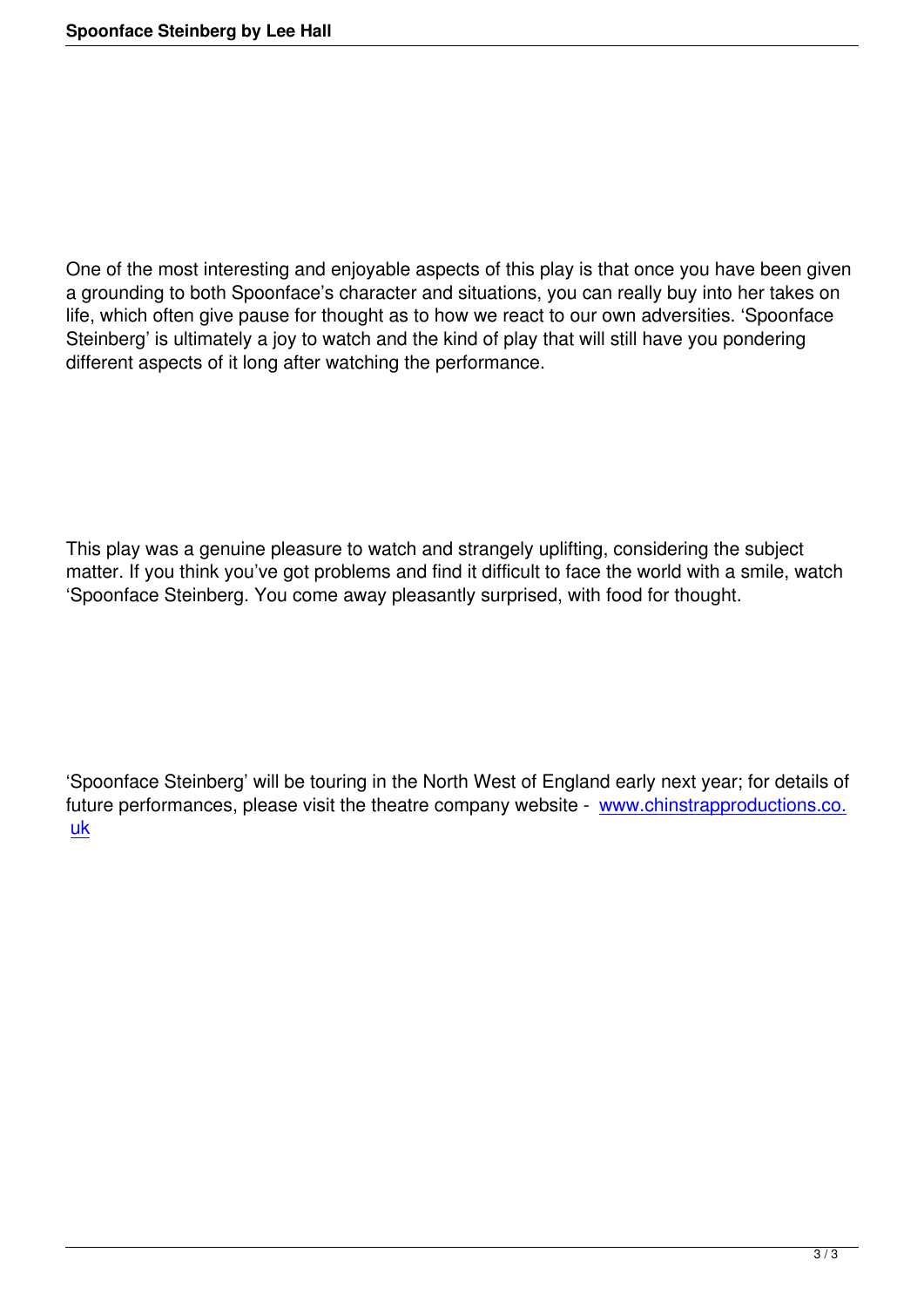One of the most interesting and enjoyable aspects of this play is that once you have been given a grounding to both Spoonface's character and situations, you can really buy into her takes on life, which often give pause for thought as to how we react to our own adversities. 'Spoonface Steinberg' is ultimately a joy to watch and the kind of play that will still have you pondering different aspects of it long after watching the performance.

This play was a genuine pleasure to watch and strangely uplifting, considering the subject matter. If you think you've got problems and find it difficult to face the world with a smile, watch 'Spoonface Steinberg. You come away pleasantly surprised, with food for thought.

'Spoonface Steinberg' will be touring in the North West of England early next year; for details of future performances, please visit the theatre company website - [www.chinstrapproductions.co.uk](http://www.chinstrapproductions.co.uk)